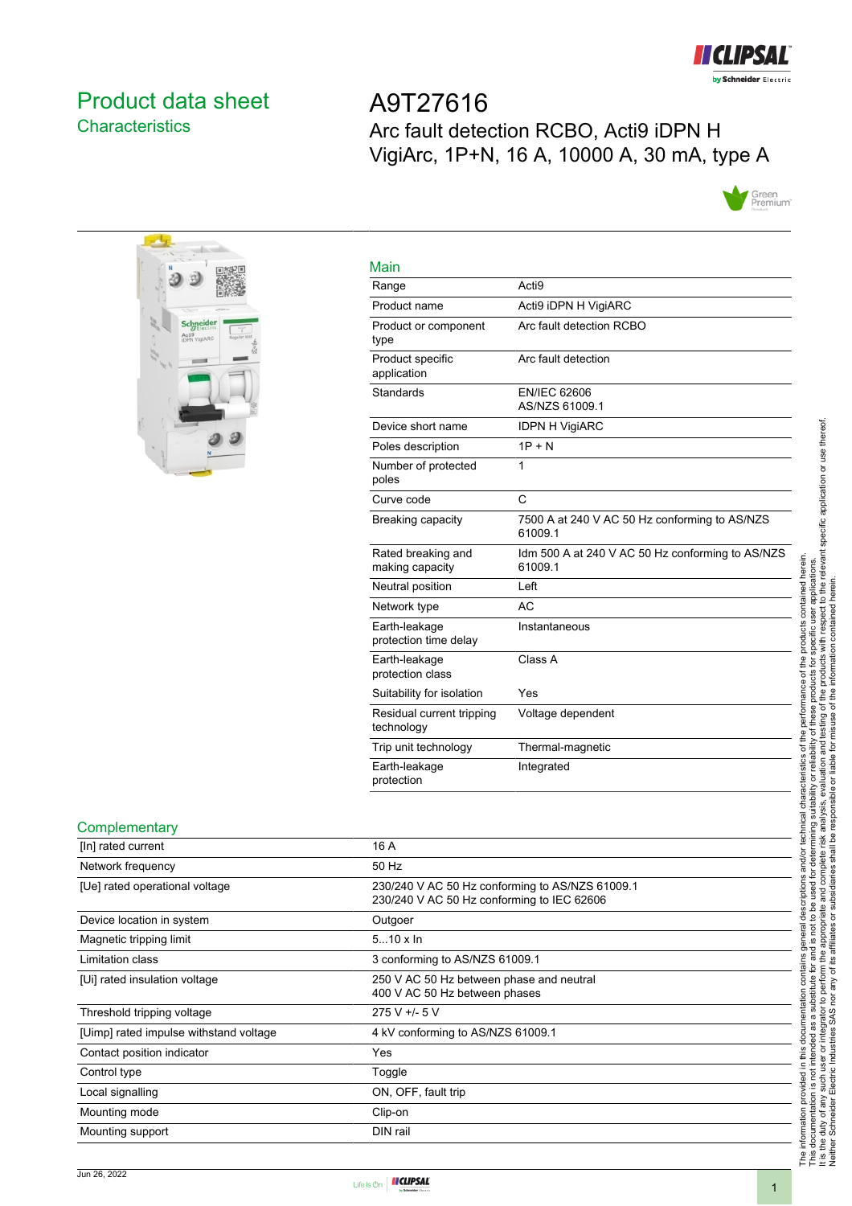# Product data sheet

## Characteristics

# A9T27616

Arc fault detection RCBO, Acti9 iDPN H VigiArc, 1P+N, 16 A, 10000 A, 30 mA, type A

## Main

| | |
|---|---|
| Range | Acti9 |
| Product name | Acti9 iDPN H VigiARC |
| Product or component type | Arc fault detection RCBO |
| Product specific application | Arc fault detection |
| Standards | EN/IEC 62606<br>AS/NZS 61009.1 |
| Device short name | IDPN H VigiARC |
| Poles description | 1P + N |
| Number of protected poles | 1 |
| Curve code | C |
| Breaking capacity | 7500 A at 240 V AC 50 Hz conforming to AS/NZS 61009.1 |
| Rated breaking and making capacity | Idm 500 A at 240 V AC 50 Hz conforming to AS/NZS 61009.1 |
| Neutral position | Left |
| Network type | AC |
| Earth-leakage protection time delay | Instantaneous |
| Earth-leakage protection class | Class A |
| Suitability for isolation | Yes |
| Residual current tripping technology | Voltage dependent |
| Trip unit technology | Thermal-magnetic |
| Earth-leakage protection | Integrated |

## Complementary

| | |
|---|---|
| [In] rated current | 16 A |
| Network frequency | 50 Hz |
| [Ue] rated operational voltage | 230/240 V AC 50 Hz conforming to AS/NZS 61009.1<br>230/240 V AC 50 Hz conforming to IEC 62606 |
| Device location in system | Outgoer |
| Magnetic tripping limit | 5...10 x In |
| Limitation class | 3 conforming to AS/NZS 61009.1 |
| [Ui] rated insulation voltage | 250 V AC 50 Hz between phase and neutral<br>400 V AC 50 Hz between phases |
| Threshold tripping voltage | 275 V +/- 5 V |
| [Uimp] rated impulse withstand voltage | 4 kV conforming to AS/NZS 61009.1 |
| Contact position indicator | Yes |
| Control type | Toggle |
| Local signalling | ON, OFF, fault trip |
| Mounting mode | Clip-on |
| Mounting support | DIN rail |

The information provided in this documentation contains general descriptions and/or technical characteristics of the performance of the products contained herein. This documentation is not intended as a substitute for and is not to be used for determining suitability or reliability of these products for specific user applications. It is the duty of any such user or integrator to perform the appropriate and complete risk analysis, evaluation and testing of the products with respect to the relevant specific application or use thereof. Neither Schneider Electric Industries SAS nor any of its affiliates or subsidiaries shall be responsible or liable for misuse of the information contained herein.

Jun 26, 2022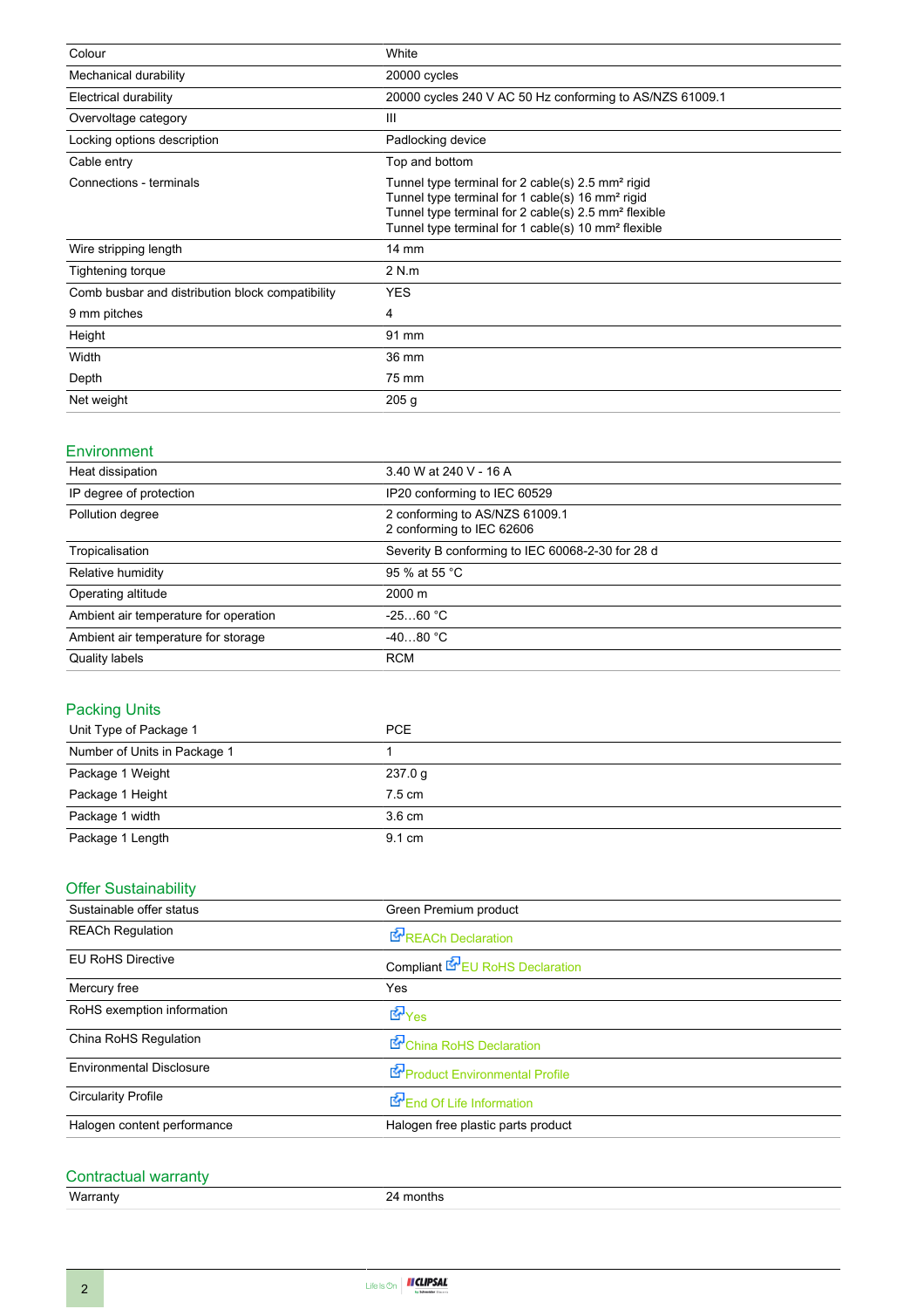| | |
|---|---|
| Colour | White |
| Mechanical durability | 20000 cycles |
| Electrical durability | 20000 cycles 240 V AC 50 Hz conforming to AS/NZS 61009.1 |
| Overvoltage category | III |
| Locking options description | Padlocking device |
| Cable entry | Top and bottom |
| Connections - terminals | Tunnel type terminal for 2 cable(s) 2.5 mm² rigid<br>Tunnel type terminal for 1 cable(s) 16 mm² rigid<br>Tunnel type terminal for 2 cable(s) 2.5 mm² flexible<br>Tunnel type terminal for 1 cable(s) 10 mm² flexible |
| Wire stripping length | 14 mm |
| Tightening torque | 2 N.m |
| Comb busbar and distribution block compatibility | YES |
| 9 mm pitches | 4 |
| Height | 91 mm |
| Width | 36 mm |
| Depth | 75 mm |
| Net weight | 205 g |

## Environment

| | |
|---|---|
| Heat dissipation | 3.40 W at 240 V - 16 A |
| IP degree of protection | IP20 conforming to IEC 60529 |
| Pollution degree | 2 conforming to AS/NZS 61009.1<br>2 conforming to IEC 62606 |
| Tropicalisation | Severity B conforming to IEC 60068-2-30 for 28 d |
| Relative humidity | 95 % at 55 °C |
| Operating altitude | 2000 m |
| Ambient air temperature for operation | -25…60 °C |
| Ambient air temperature for storage | -40…80 °C |
| Quality labels | RCM |

## Packing Units

| | |
|---|---|
| Unit Type of Package 1 | PCE |
| Number of Units in Package 1 | 1 |
| Package 1 Weight | 237.0 g |
| Package 1 Height | 7.5 cm |
| Package 1 width | 3.6 cm |
| Package 1 Length | 9.1 cm |

## Offer Sustainability

| | |
|---|---|
| Sustainable offer status | Green Premium product |
| REACh Regulation | REACh Declaration |
| EU RoHS Directive | Compliant EU RoHS Declaration |
| Mercury free | Yes |
| RoHS exemption information | Yes |
| China RoHS Regulation | China RoHS Declaration |
| Environmental Disclosure | Product Environmental Profile |
| Circularity Profile | End Of Life Information |
| Halogen content performance | Halogen free plastic parts product |

## Contractual warranty

| | |
|---|---|
| Warranty | 24 months |